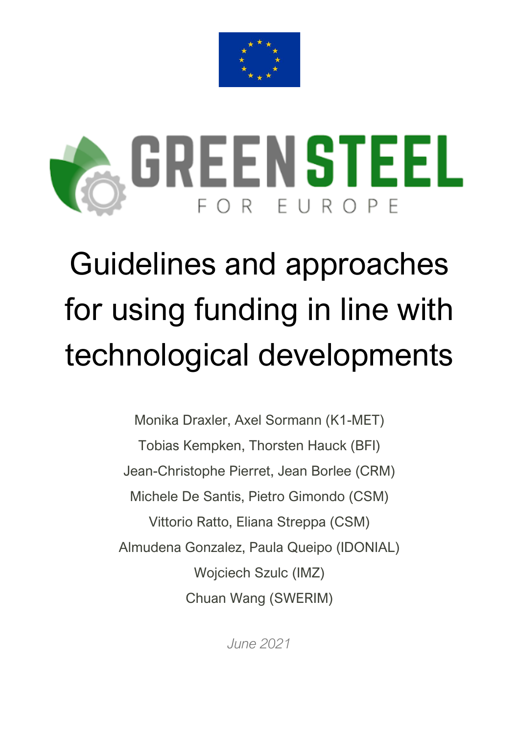GREEN STEEL

FOR EUROPE

# Guidelines and approaches for using funding in line with technological developments

Monika Draxler, Axel Sormann (K1-MET)

Tobias Kempken, Thorsten Hauck (BFI)

Jean-Christophe Pierret, Jean Borlee (CRM)

Michele De Santis, Pietro Gimondo (CSM)

Vittorio Ratto, Eliana Streppa (CSM)

Almudena Gonzalez, Paula Queipo (IDONIAL)

Wojciech Szulc (IMZ)

Chuan Wang (SWERIM)

*June 2021*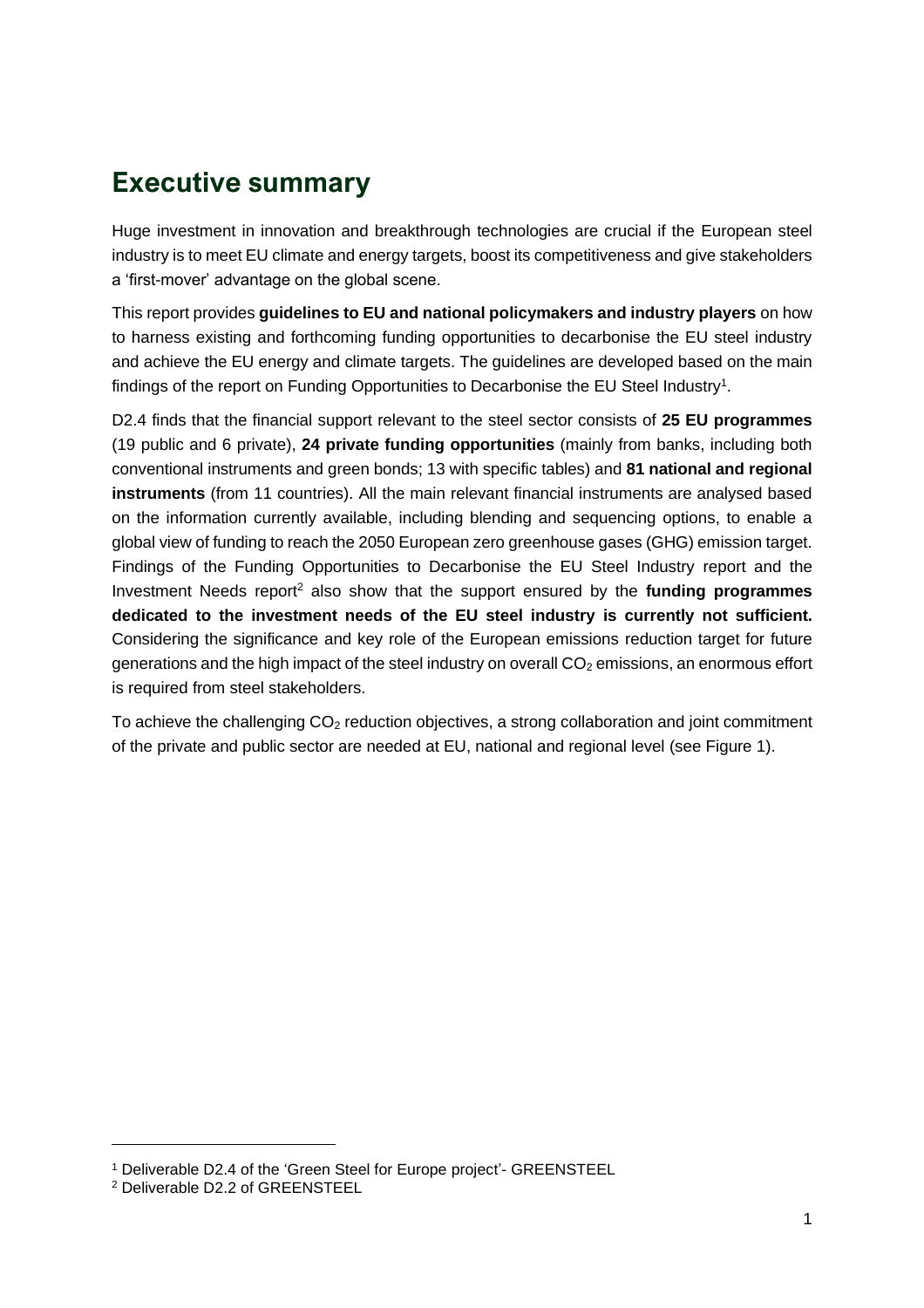# Executive summary

Huge investment in innovation and breakthrough technologies are crucial if the European steel industry is to meet EU climate and energy targets, boost its competitiveness and give stakeholders a 'first-mover' advantage on the global scene.

This report provides **guidelines to EU and national policymakers and industry players** on how to harness existing and forthcoming funding opportunities to decarbonise the EU steel industry and achieve the EU energy and climate targets. The guidelines are developed based on the main findings of the report on Funding Opportunities to Decarbonise the EU Steel Industry[1].

D2.4 finds that the financial support relevant to the steel sector consists of **25 EU programmes** (19 public and 6 private), **24 private funding opportunities** (mainly from banks, including both conventional instruments and green bonds; 13 with specific tables) and **81 national and regional instruments** (from 11 countries). All the main relevant financial instruments are analysed based on the information currently available, including blending and sequencing options, to enable a global view of funding to reach the 2050 European zero greenhouse gases (GHG) emission target. Findings of the Funding Opportunities to Decarbonise the EU Steel Industry report and the Investment Needs report[2] also show that the support ensured by the **funding programmes dedicated to the investment needs of the EU steel industry is currently not sufficient.** Considering the significance and key role of the European emissions reduction target for future generations and the high impact of the steel industry on overall $CO_2$ emissions, an enormous effort is required from steel stakeholders.

To achieve the challenging $CO_2$ reduction objectives, a strong collaboration and joint commitment of the private and public sector are needed at EU, national and regional level (see Figure 1).

---

[1] Deliverable D2.4 of the 'Green Steel for Europe project'- GREENSTEEL

[2] Deliverable D2.2 of GREENSTEEL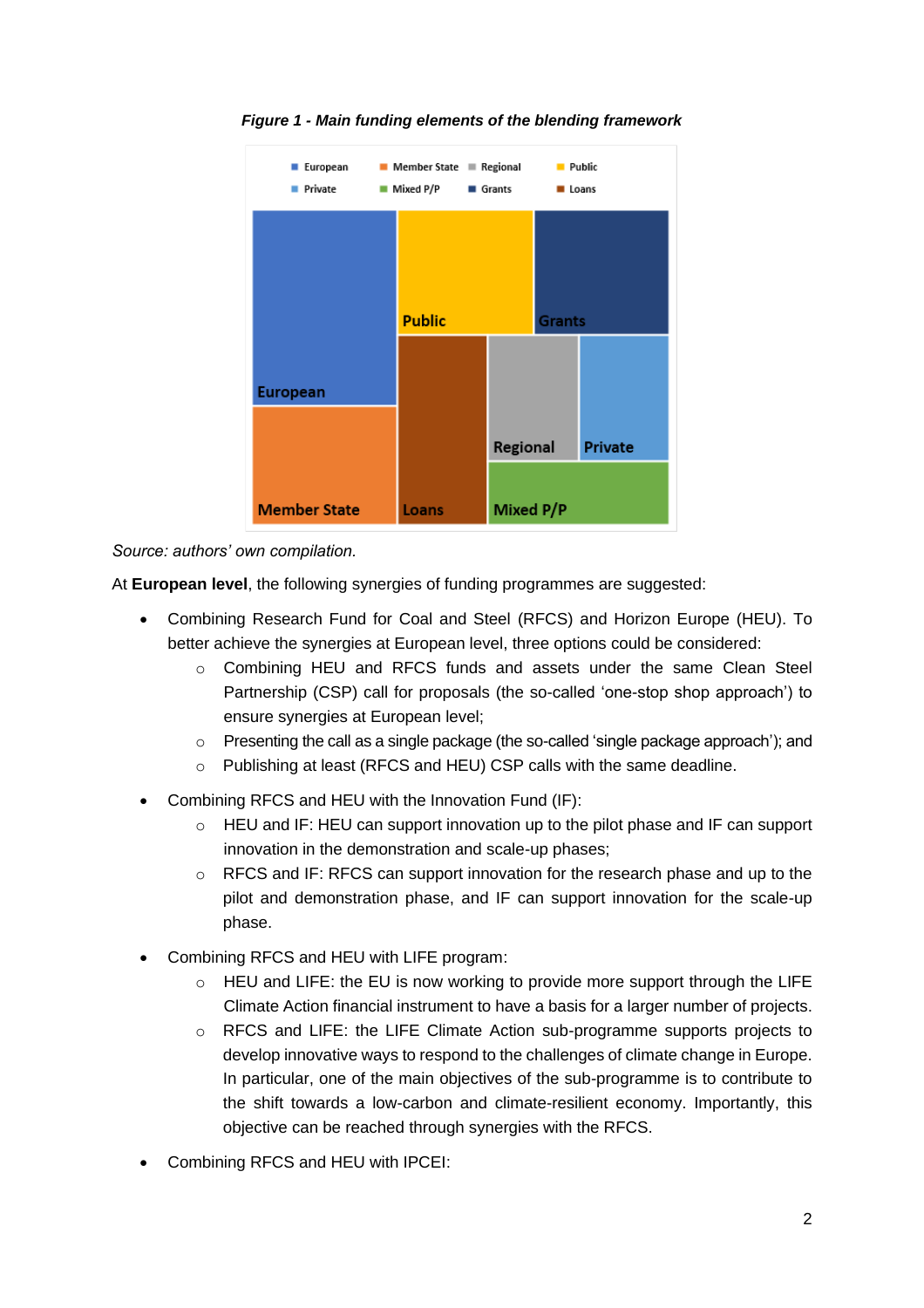*Figure 1 - Main funding elements of the blending framework*

*Source: authors' own compilation.*

At **European level**, the following synergies of funding programmes are suggested:

- Combining Research Fund for Coal and Steel (RFCS) and Horizon Europe (HEU). To better achieve the synergies at European level, three options could be considered:
  - Combining HEU and RFCS funds and assets under the same Clean Steel Partnership (CSP) call for proposals (the so-called 'one-stop shop approach') to ensure synergies at European level;
  - Presenting the call as a single package (the so-called 'single package approach'); and
  - Publishing at least (RFCS and HEU) CSP calls with the same deadline.
- Combining RFCS and HEU with the Innovation Fund (IF):
  - HEU and IF: HEU can support innovation up to the pilot phase and IF can support innovation in the demonstration and scale-up phases;
  - RFCS and IF: RFCS can support innovation for the research phase and up to the pilot and demonstration phase, and IF can support innovation for the scale-up phase.
- Combining RFCS and HEU with LIFE program:
  - HEU and LIFE: the EU is now working to provide more support through the LIFE Climate Action financial instrument to have a basis for a larger number of projects.
  - RFCS and LIFE: the LIFE Climate Action sub-programme supports projects to develop innovative ways to respond to the challenges of climate change in Europe. In particular, one of the main objectives of the sub-programme is to contribute to the shift towards a low-carbon and climate-resilient economy. Importantly, this objective can be reached through synergies with the RFCS.
- Combining RFCS and HEU with IPCEI: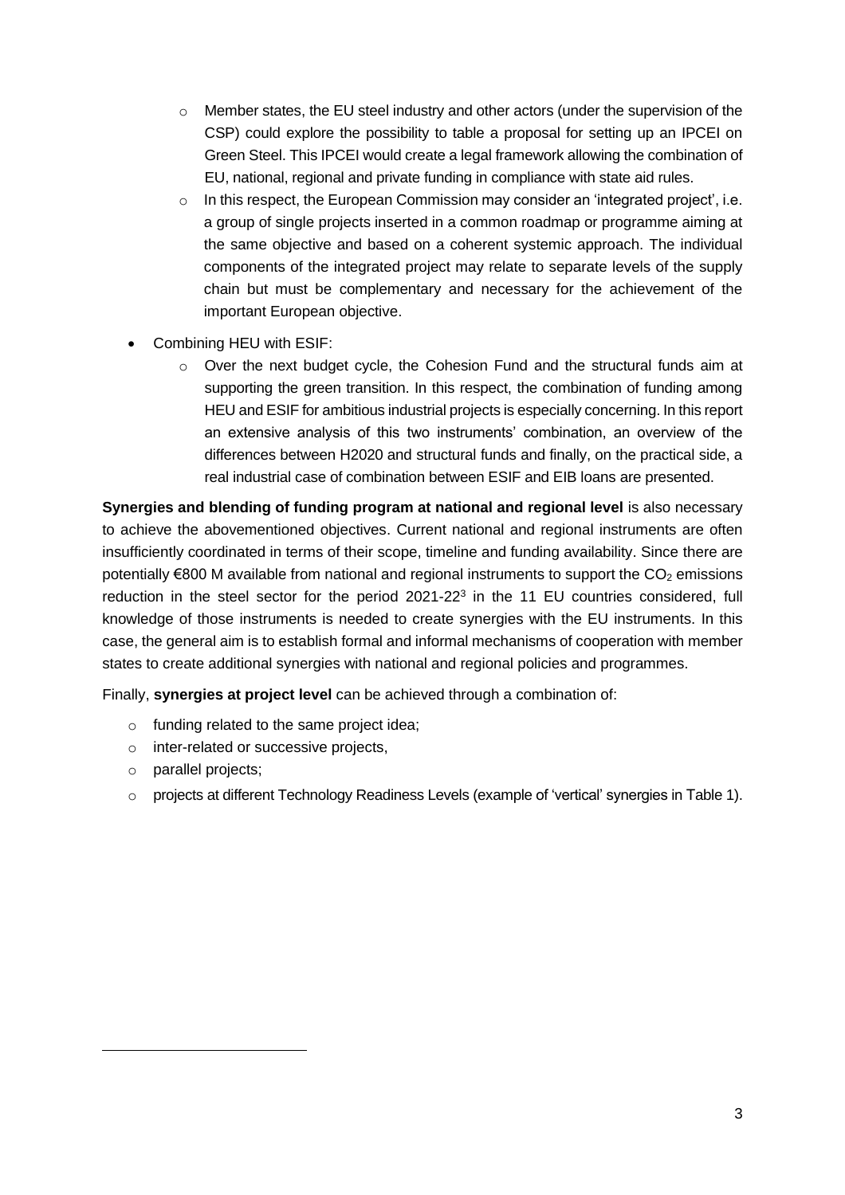- Member states, the EU steel industry and other actors (under the supervision of the CSP) could explore the possibility to table a proposal for setting up an IPCEI on Green Steel. This IPCEI would create a legal framework allowing the combination of EU, national, regional and private funding in compliance with state aid rules.
  - In this respect, the European Commission may consider an 'integrated project', i.e. a group of single projects inserted in a common roadmap or programme aiming at the same objective and based on a coherent systemic approach. The individual components of the integrated project may relate to separate levels of the supply chain but must be complementary and necessary for the achievement of the important European objective.
- Combining HEU with ESIF:
  - Over the next budget cycle, the Cohesion Fund and the structural funds aim at supporting the green transition. In this respect, the combination of funding among HEU and ESIF for ambitious industrial projects is especially concerning. In this report an extensive analysis of this two instruments' combination, an overview of the differences between H2020 and structural funds and finally, on the practical side, a real industrial case of combination between ESIF and EIB loans are presented.

**Synergies and blending of funding program at national and regional level** is also necessary to achieve the abovementioned objectives. Current national and regional instruments are often insufficiently coordinated in terms of their scope, timeline and funding availability. Since there are potentially €800 M available from national and regional instruments to support the $CO_2$ emissions reduction in the steel sector for the period 2021-22[3] in the 11 EU countries considered, full knowledge of those instruments is needed to create synergies with the EU instruments. In this case, the general aim is to establish formal and informal mechanisms of cooperation with member states to create additional synergies with national and regional policies and programmes.

Finally, **synergies at project level** can be achieved through a combination of:

- funding related to the same project idea;
- inter-related or successive projects,
- parallel projects;
- projects at different Technology Readiness Levels (example of 'vertical' synergies in Table 1).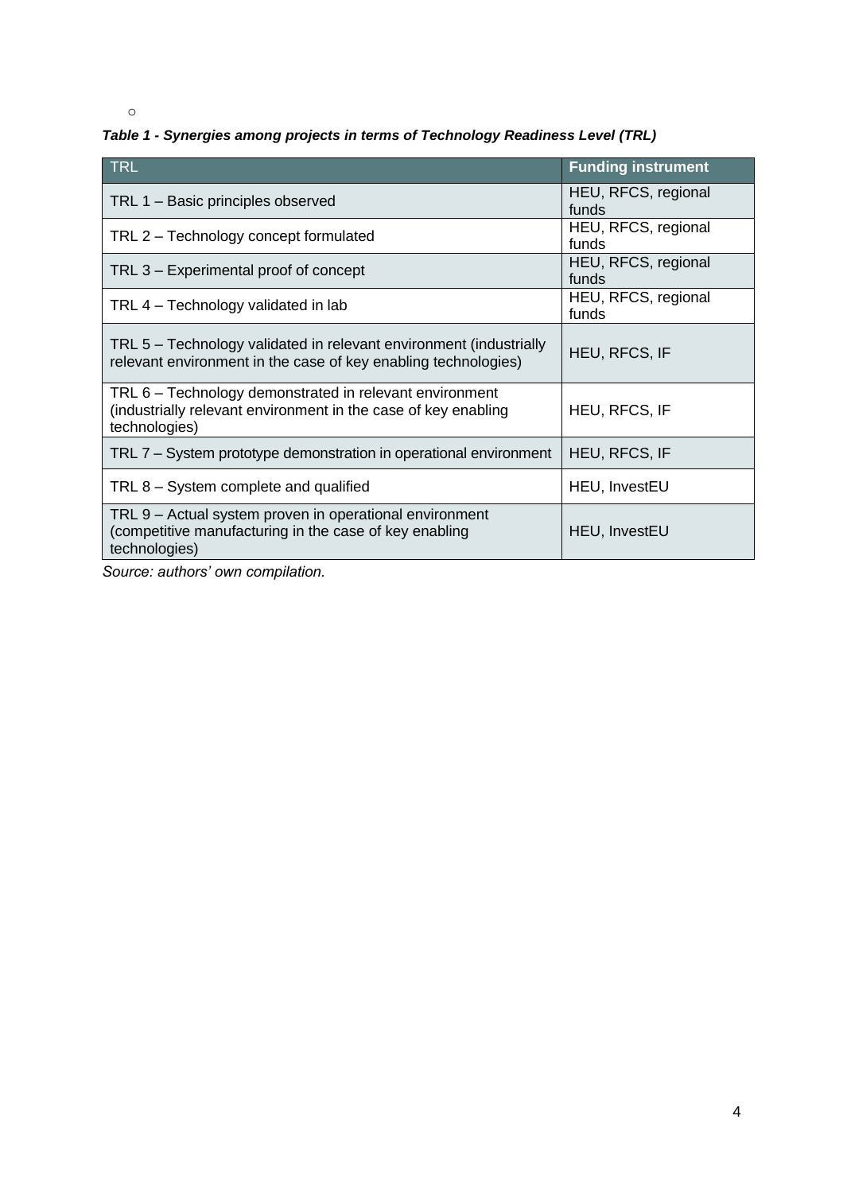o

***Table 1 - Synergies among projects in terms of Technology Readiness Level (TRL)***

| TRL | Funding instrument |
|---|---|
| TRL 1 – Basic principles observed | HEU, RFCS, regional funds |
| TRL 2 – Technology concept formulated | HEU, RFCS, regional funds |
| TRL 3 – Experimental proof of concept | HEU, RFCS, regional funds |
| TRL 4 – Technology validated in lab | HEU, RFCS, regional funds |
| TRL 5 – Technology validated in relevant environment (industrially relevant environment in the case of key enabling technologies) | HEU, RFCS, IF |
| TRL 6 – Technology demonstrated in relevant environment (industrially relevant environment in the case of key enabling technologies) | HEU, RFCS, IF |
| TRL 7 – System prototype demonstration in operational environment | HEU, RFCS, IF |
| TRL 8 – System complete and qualified | HEU, InvestEU |
| TRL 9 – Actual system proven in operational environment (competitive manufacturing in the case of key enabling technologies) | HEU, InvestEU |

*Source: authors' own compilation.*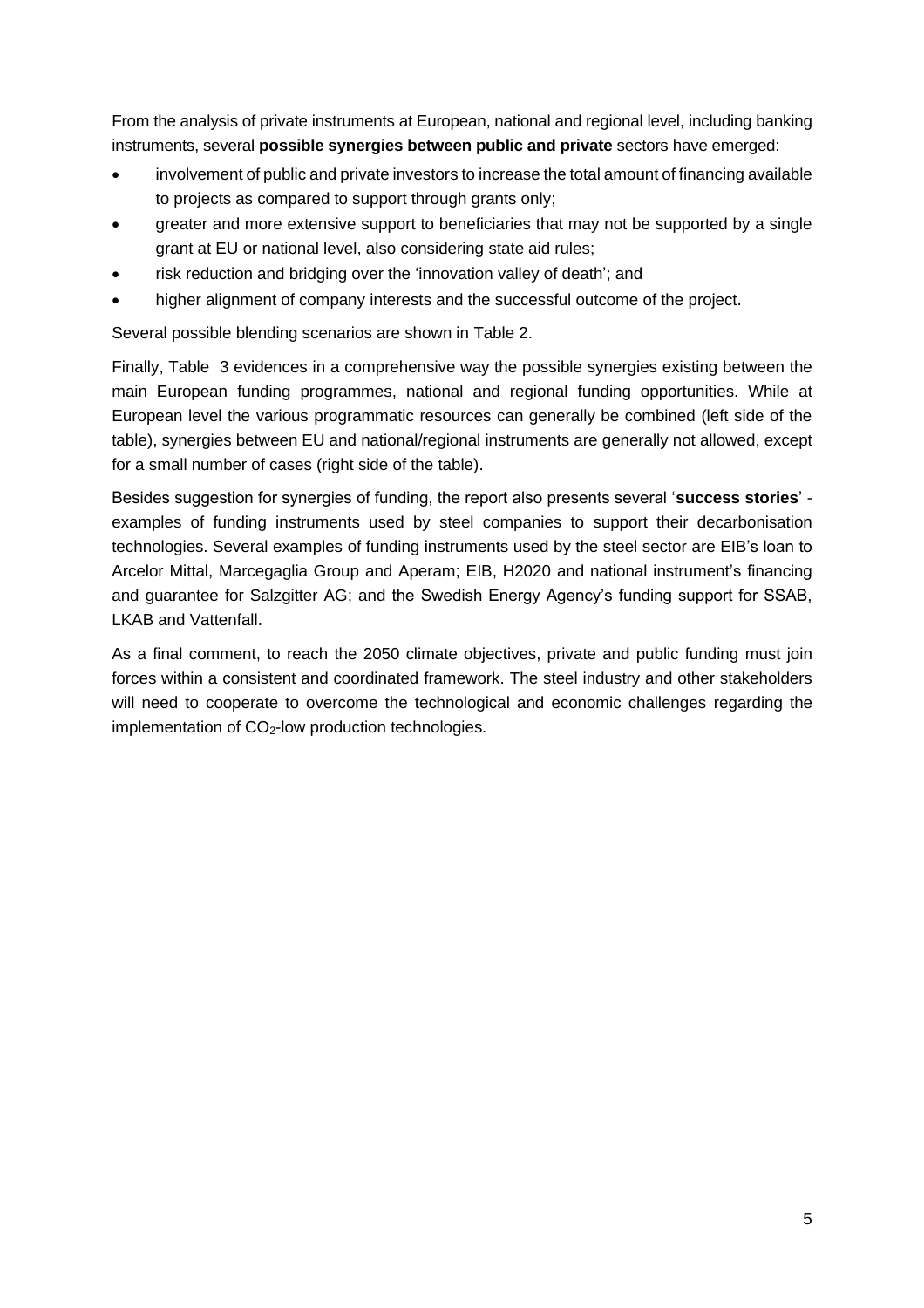From the analysis of private instruments at European, national and regional level, including banking instruments, several **possible synergies between public and private** sectors have emerged:

- involvement of public and private investors to increase the total amount of financing available to projects as compared to support through grants only;
- greater and more extensive support to beneficiaries that may not be supported by a single grant at EU or national level, also considering state aid rules;
- risk reduction and bridging over the 'innovation valley of death'; and
- higher alignment of company interests and the successful outcome of the project.

Several possible blending scenarios are shown in Table 2.

Finally, Table 3 evidences in a comprehensive way the possible synergies existing between the main European funding programmes, national and regional funding opportunities. While at European level the various programmatic resources can generally be combined (left side of the table), synergies between EU and national/regional instruments are generally not allowed, except for a small number of cases (right side of the table).

Besides suggestion for synergies of funding, the report also presents several '**success stories**' - examples of funding instruments used by steel companies to support their decarbonisation technologies. Several examples of funding instruments used by the steel sector are EIB's loan to Arcelor Mittal, Marcegaglia Group and Aperam; EIB, H2020 and national instrument's financing and guarantee for Salzgitter AG; and the Swedish Energy Agency's funding support for SSAB, LKAB and Vattenfall.

As a final comment, to reach the 2050 climate objectives, private and public funding must join forces within a consistent and coordinated framework. The steel industry and other stakeholders will need to cooperate to overcome the technological and economic challenges regarding the implementation of $CO_2$-low production technologies.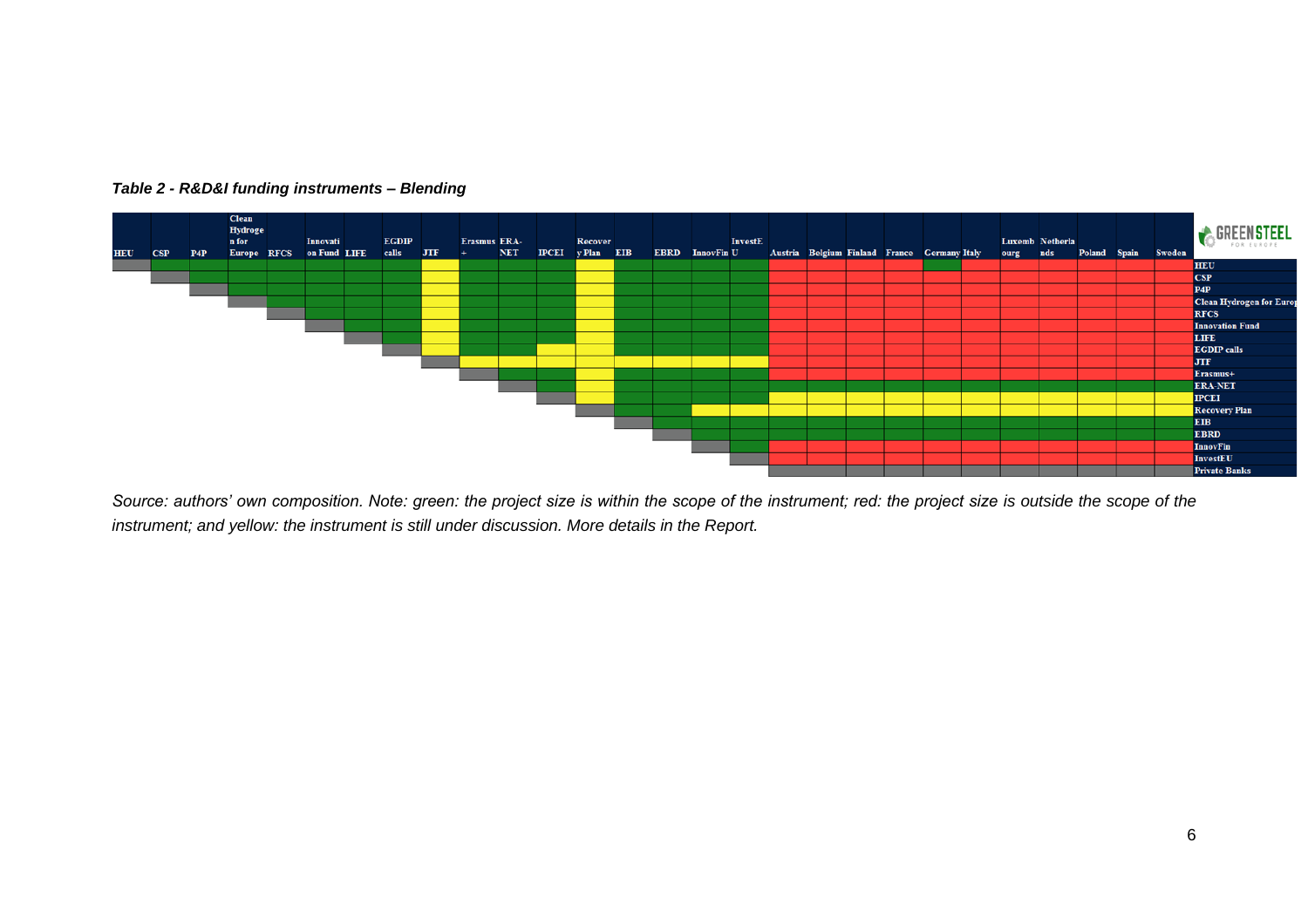***Table 2 - R&D&I funding instruments – Blending***

| | HEU | CSP | P4P | Clean Hydrogen for Europe | RFCS | Innovation Fund | LIFE | EGDIP calls | JTF | Erasmus + | ERA-NET | IPCEI | Recovery Plan | EIB | EBRD | InnovFin | InvestEU | Austria | Belgium | Finland | France | Germany | Italy | Luxembourg | Netherlands | Poland | Spain | Sweden |
|---|---|---|---|---|---|---|---|---|---|---|---|---|---|---|---|---|---|---|---|---|---|---|---|---|---|---|---|---|
| **HEU** | — | green | green | green | green | green | green | green | yellow | green | green | green | yellow | green | green | green | green | red | red | red | red | green | red | red | red | red | red | red |
| **CSP** | | — | green | green | green | green | green | green | yellow | green | green | green | yellow | green | green | green | green | red | red | red | red | red | red | red | red | red | red | red |
| **P4P** | | | — | green | green | green | green | green | yellow | green | green | green | yellow | green | green | green | green | red | red | red | red | red | red | red | red | red | red | red |
| **Clean Hydrogen for Europe** | | | | — | green | green | green | green | yellow | green | green | green | yellow | green | green | green | green | red | red | red | red | red | red | red | red | red | red | red |
| **RFCS** | | | | | — | green | green | green | yellow | green | green | green | yellow | green | green | green | green | red | red | red | red | red | red | red | red | red | red | red |
| **Innovation Fund** | | | | | | — | green | green | yellow | green | green | green | yellow | green | green | green | green | red | red | red | red | red | red | red | red | red | red | red |
| **LIFE** | | | | | | | — | green | yellow | green | green | green | yellow | green | green | green | green | red | red | red | red | red | red | red | red | red | red | red |
| **EGDIP calls** | | | | | | | | — | yellow | green | green | yellow | yellow | green | green | green | green | red | red | red | red | red | red | red | red | red | red | red |
| **JTF** | | | | | | | | | — | yellow | yellow | yellow | yellow | yellow | yellow | yellow | yellow | red | red | red | red | red | red | red | red | red | red | red |
| **Erasmus+** | | | | | | | | | | — | green | green | yellow | green | green | green | green | red | red | red | red | red | red | red | red | red | red | red |
| **ERA-NET** | | | | | | | | | | | — | green | yellow | green | green | green | green | green | green | green | green | green | green | green | green | green | green | green |
| **IPCEI** | | | | | | | | | | | | — | yellow | green | green | green | green | yellow | yellow | yellow | yellow | yellow | yellow | yellow | yellow | yellow | yellow | yellow |
| **Recovery Plan** | | | | | | | | | | | | | — | green | green | yellow | yellow | yellow | yellow | yellow | yellow | yellow | yellow | yellow | yellow | yellow | yellow | yellow |
| **EIB** | | | | | | | | | | | | | | — | green | green | green | green | green | green | green | green | green | green | green | green | green | green |
| **EBRD** | | | | | | | | | | | | | | | — | green | green | green | green | green | green | green | green | green | green | green | green | green |
| **InnovFin** | | | | | | | | | | | | | | | | — | green | red | red | red | red | red | red | red | red | red | red | red |
| **InvestEU** | | | | | | | | | | | | | | | | | — | red | red | red | red | red | red | red | red | red | red | red |
| **Private Banks** | | | | | | | | | | | | | | | | | | — | — | — | — | — | — | — | — | — | — | — |

*Source: authors' own composition. Note: green: the project size is within the scope of the instrument; red: the project size is outside the scope of the instrument; and yellow: the instrument is still under discussion. More details in the Report.*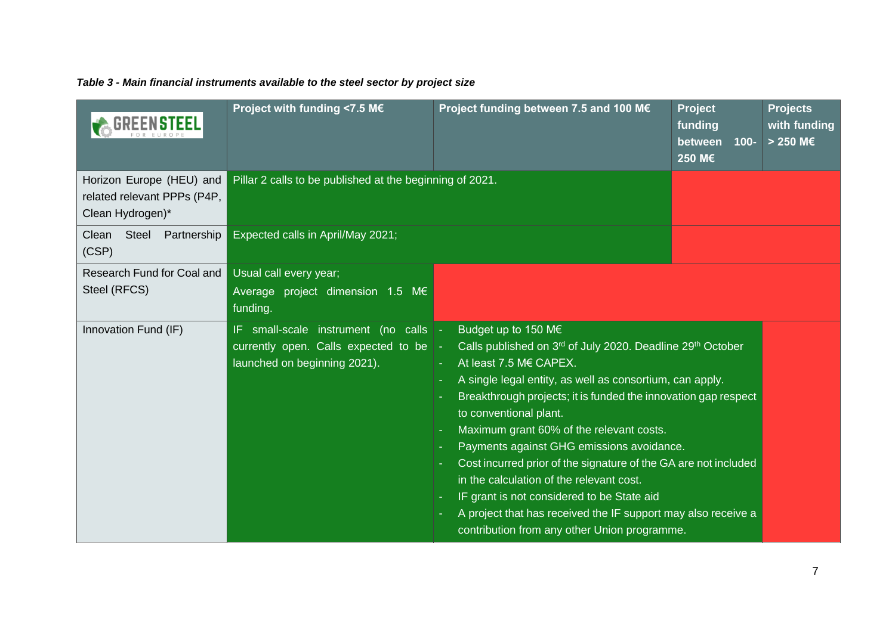*Table 3 - Main financial instruments available to the steel sector by project size*

| GREENSTEEL FOR EUROPE | Project with funding <7.5 M€ | Project funding between 7.5 and 100 M€ | Project funding between 100-250 M€ | Projects with funding > 250 M€ |
|---|---|---|---|---|
| Horizon Europe (HEU) and related relevant PPPs (P4P, Clean Hydrogen)* | Pillar 2 calls to be published at the beginning of 2021. | | | |
| Clean Steel Partnership (CSP) | Expected calls in April/May 2021; | | | |
| Research Fund for Coal and Steel (RFCS) | Usual call every year;<br>Average project dimension 1.5 M€ funding. | | | |
| Innovation Fund (IF) | IF small-scale instrument (no calls currently open. Calls expected to be launched on beginning 2021). | - Budget up to 150 M€<br>- Calls published on 3rd of July 2020. Deadline 29th October<br>- At least 7.5 M€ CAPEX.<br>- A single legal entity, as well as consortium, can apply.<br>- Breakthrough projects; it is funded the innovation gap respect to conventional plant.<br>- Maximum grant 60% of the relevant costs.<br>- Payments against GHG emissions avoidance.<br>- Cost incurred prior of the signature of the GA are not included in the calculation of the relevant cost.<br>- IF grant is not considered to be State aid<br>- A project that has received the IF support may also receive a contribution from any other Union programme. | | |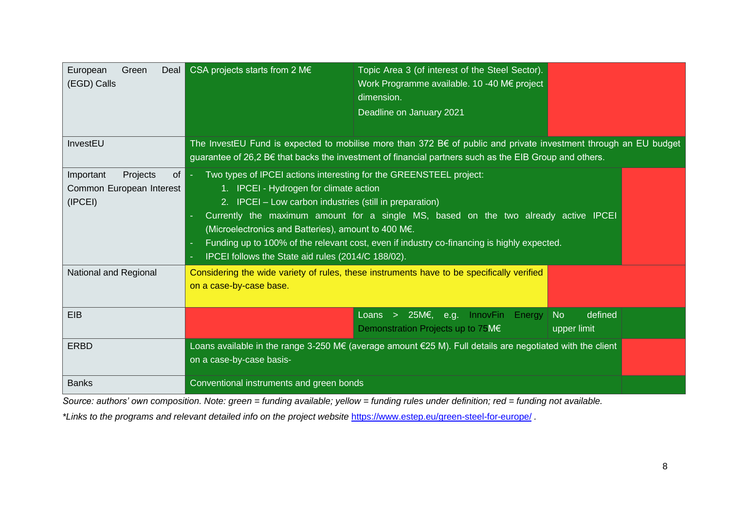| | | | | |
|---|---|---|---|---|
| European Green Deal (EGD) Calls | CSA projects starts from 2 M€ | Topic Area 3 (of interest of the Steel Sector). Work Programme available. 10 -40 M€ project dimension.<br>Deadline on January 2021 | | |
| InvestEU | The InvestEU Fund is expected to mobilise more than 372 B€ of public and private investment through an EU budget guarantee of 26,2 B€ that backs the investment of financial partners such as the EIB Group and others. | | | |
| Important Projects of Common European Interest (IPCEI) | - Two types of IPCEI actions interesting for the GREENSTEEL project:<br>1. IPCEI - Hydrogen for climate action<br>2. IPCEI – Low carbon industries (still in preparation)<br>- Currently the maximum amount for a single MS, based on the two already active IPCEI (Microelectronics and Batteries), amount to 400 M€.<br>- Funding up to 100% of the relevant cost, even if industry co-financing is highly expected.<br>- IPCEI follows the State aid rules (2014/C 188/02). | | | |
| National and Regional | Considering the wide variety of rules, these instruments have to be specifically verified on a case-by-case base. | | | |
| EIB | | Loans > 25M€, e.g. InnovFin Energy Demonstration Projects up to 75M€ | No defined upper limit | |
| ERBD | Loans available in the range 3-250 M€ (average amount €25 M). Full details are negotiated with the client on a case-by-case basis- | | | |
| Banks | Conventional instruments and green bonds | | | |

*Source: authors' own composition. Note: green = funding available; yellow = funding rules under definition; red = funding not available.*

*\*Links to the programs and relevant detailed info on the project website* https://www.estep.eu/green-steel-for-europe/ .